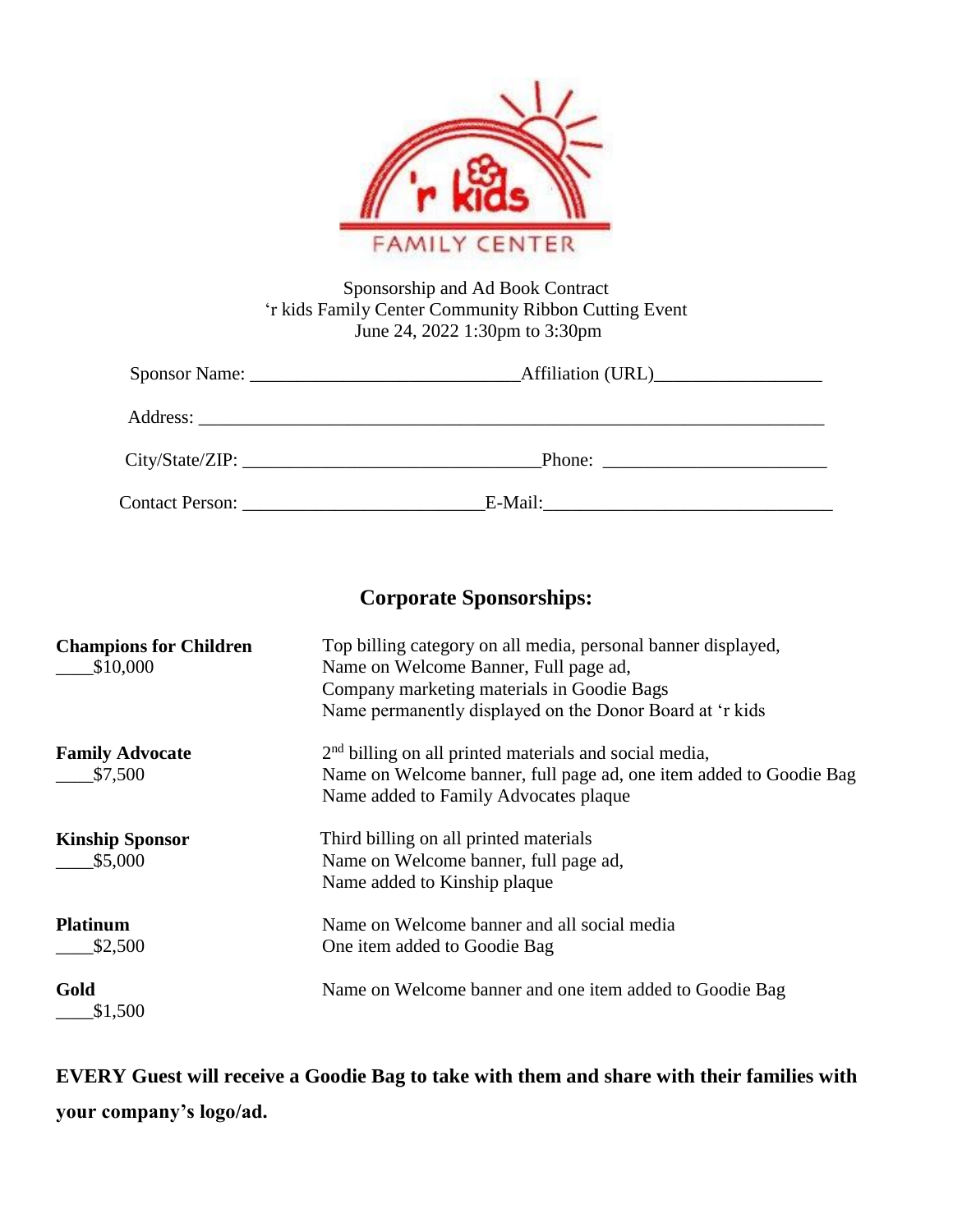'r kids FAMILY CENTER

Sponsorship and Ad Book Contract
'r kids Family Center Community Ribbon Cutting Event
June 24, 2022 1:30pm to 3:30pm

Sponsor Name: ____________________________Affiliation (URL)_________________

Address: _____________________________________________________________________

City/State/ZIP: _______________________________Phone: ________________________

Contact Person: _________________________E-Mail:______________________________

## Corporate Sponsorships:

**Champions for Children**
____$10,000

Top billing category on all media, personal banner displayed,
Name on Welcome Banner, Full page ad,
Company marketing materials in Goodie Bags
Name permanently displayed on the Donor Board at 'r kids

**Family Advocate**
____$7,500

2nd billing on all printed materials and social media,
Name on Welcome banner, full page ad, one item added to Goodie Bag
Name added to Family Advocates plaque

**Kinship Sponsor**
____$5,000

Third billing on all printed materials
Name on Welcome banner, full page ad,
Name added to Kinship plaque

**Platinum**
____$2,500

Name on Welcome banner and all social media
One item added to Goodie Bag

**Gold**
____$1,500

Name on Welcome banner and one item added to Goodie Bag

**EVERY Guest will receive a Goodie Bag to take with them and share with their families with your company's logo/ad.**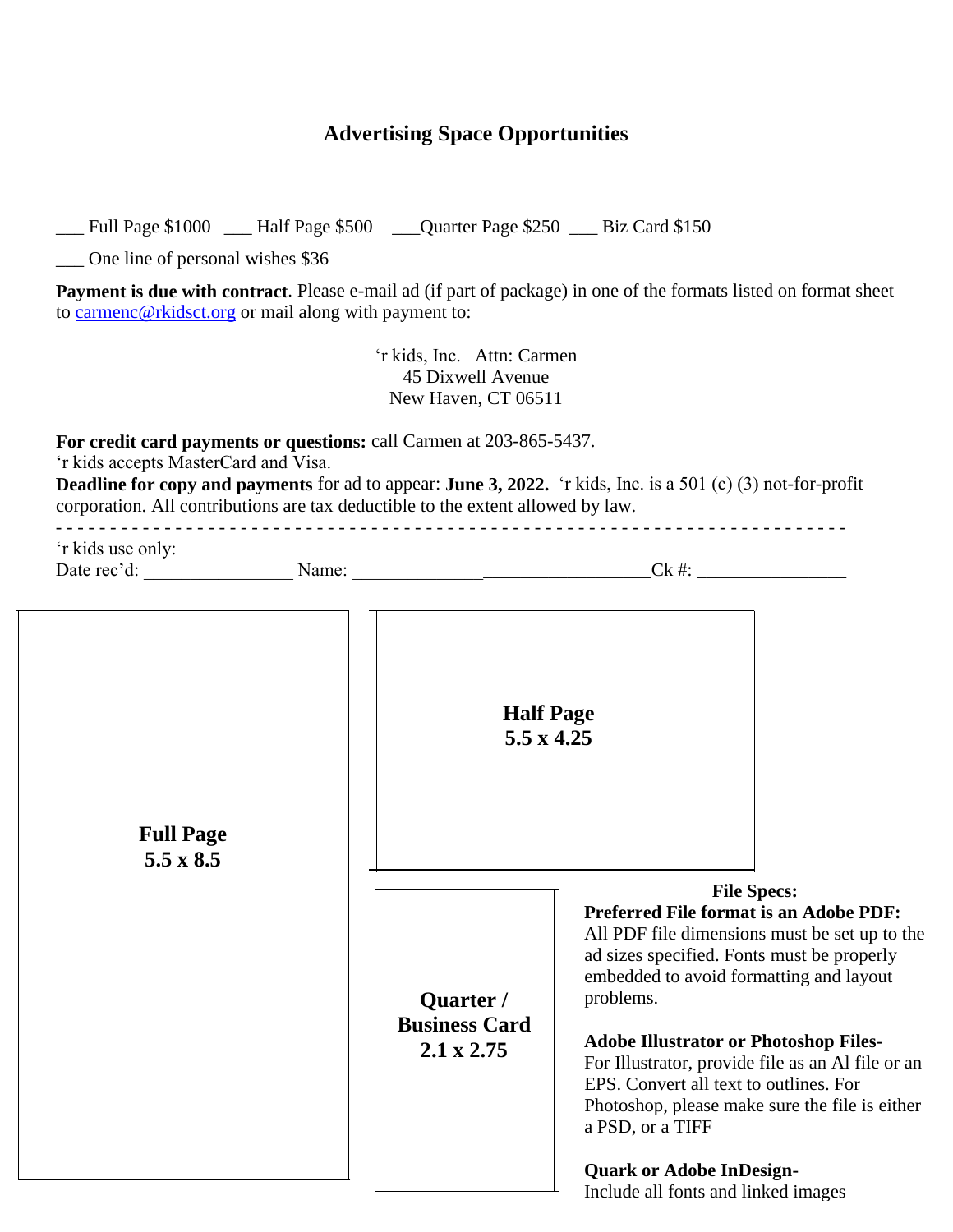## Advertising Space Opportunities

___ Full Page $1000 ___ Half Page $500 ___Quarter Page $250 ___ Biz Card $150

___ One line of personal wishes $36

**Payment is due with contract**. Please e-mail ad (if part of package) in one of the formats listed on format sheet to carmenc@rkidsct.org or mail along with payment to:

'r kids, Inc. Attn: Carmen
45 Dixwell Avenue
New Haven, CT 06511

**For credit card payments or questions:** call Carmen at 203-865-5437.
'r kids accepts MasterCard and Visa.
**Deadline for copy and payments** for ad to appear: **June 3, 2022.** 'r kids, Inc. is a 501 (c) (3) not-for-profit corporation. All contributions are tax deductible to the extent allowed by law.

- - - - - - - - - - - - - - - - - - - - - - - - - - - - - - - - - - - - - - - - - - - - - - - - - - - - - - - - - - - - - - - - - - - - - - - - -

'r kids use only:
Date rec'd: _______________ Name: ______________________________Ck #: _______________

**Full Page**
**5.5 x 8.5**

**Half Page**
**5.5 x 4.25**

**Quarter / Business Card**
**2.1 x 2.75**

**File Specs:**

**Preferred File format is an Adobe PDF:**
All PDF file dimensions must be set up to the ad sizes specified. Fonts must be properly embedded to avoid formatting and layout problems.

**Adobe Illustrator or Photoshop Files-**
For Illustrator, provide file as an AI file or an EPS. Convert all text to outlines. For Photoshop, please make sure the file is either a PSD, or a TIFF

**Quark or Adobe InDesign-**
Include all fonts and linked images